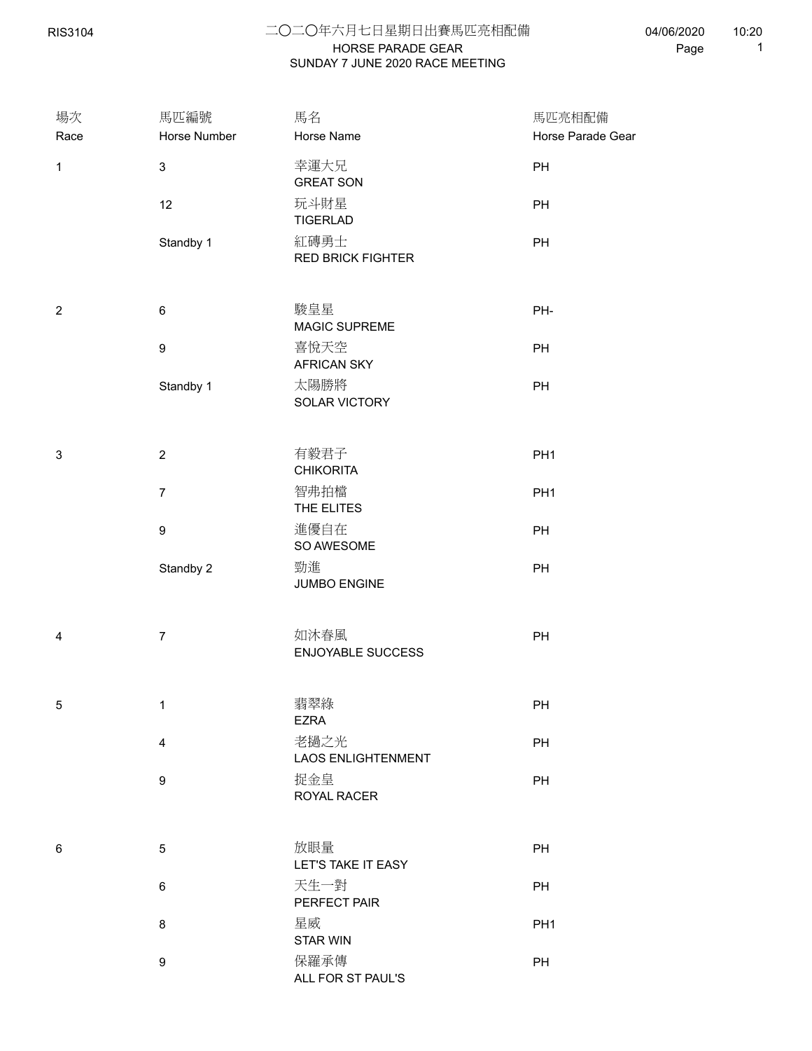# 二〇二〇年六月七日星期日出賽馬匹亮相配備

## HORSE PARADE GEAR
## SUNDAY 7 JUNE 2020 RACE MEETING

RIS3104 04/06/2020 10:20

| 場次<br>Race | 馬匹編號<br>Horse Number | 馬名<br>Horse Name | 馬匹亮相配備<br>Horse Parade Gear |
|---|---|---|---|
| 1 | 3 | 幸運大兒<br>GREAT SON | PH |
| | 12 | 玩斗財星<br>TIGERLAD | PH |
| | Standby 1 | 紅磚勇士<br>RED BRICK FIGHTER | PH |
| 2 | 6 | 駿皇星<br>MAGIC SUPREME | PH- |
| | 9 | 喜悅天空<br>AFRICAN SKY | PH |
| | Standby 1 | 太陽勝將<br>SOLAR VICTORY | PH |
| 3 | 2 | 有毅君子<br>CHIKORITA | PH1 |
| | 7 | 智弗拍檔<br>THE ELITES | PH1 |
| | 9 | 進優自在<br>SO AWESOME | PH |
| | Standby 2 | 勁進<br>JUMBO ENGINE | PH |
| 4 | 7 | 如沐春風<br>ENJOYABLE SUCCESS | PH |
| 5 | 1 | 翡翠綠<br>EZRA | PH |
| | 4 | 老撾之光<br>LAOS ENLIGHTENMENT | PH |
| | 9 | 掟金皇<br>ROYAL RACER | PH |
| 6 | 5 | 放眼量<br>LET'S TAKE IT EASY | PH |
| | 6 | 天生一對<br>PERFECT PAIR | PH |
| | 8 | 星威<br>STAR WIN | PH1 |
| | 9 | 保羅承傳<br>ALL FOR ST PAUL'S | PH |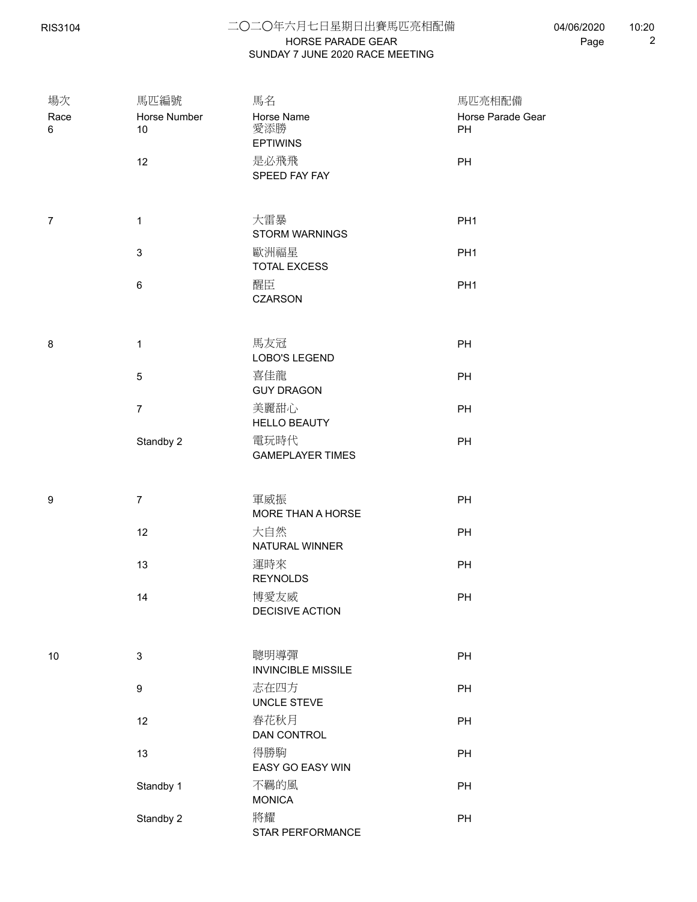# 二〇二〇年六月七日星期日出賽馬匹亮相配備

## HORSE PARADE GEAR
## SUNDAY 7 JUNE 2020 RACE MEETING

| 場次 Race | 馬匹編號 Horse Number | 馬名 Horse Name | 馬匹亮相配備 Horse Parade Gear |
|---|---|---|---|
| 6 | 10 | 愛添勝 EPTIWINS | PH |
| | 12 | 是必飛飛 SPEED FAY FAY | PH |
| 7 | 1 | 大雷暴 STORM WARNINGS | PH1 |
| | 3 | 歐洲福星 TOTAL EXCESS | PH1 |
| | 6 | 醒臣 CZARSON | PH1 |
| 8 | 1 | 馬友冠 LOBO'S LEGEND | PH |
| | 5 | 喜佳龍 GUY DRAGON | PH |
| | 7 | 美麗甜心 HELLO BEAUTY | PH |
| | Standby 2 | 電玩時代 GAMEPLAYER TIMES | PH |
| 9 | 7 | 軍威振 MORE THAN A HORSE | PH |
| | 12 | 大自然 NATURAL WINNER | PH |
| | 13 | 運時來 REYNOLDS | PH |
| | 14 | 博愛友威 DECISIVE ACTION | PH |
| 10 | 3 | 聰明導彈 INVINCIBLE MISSILE | PH |
| | 9 | 志在四方 UNCLE STEVE | PH |
| | 12 | 春花秋月 DAN CONTROL | PH |
| | 13 | 得勝駒 EASY GO EASY WIN | PH |
| | Standby 1 | 不羈的風 MONICA | PH |
| | Standby 2 | 將耀 STAR PERFORMANCE | PH |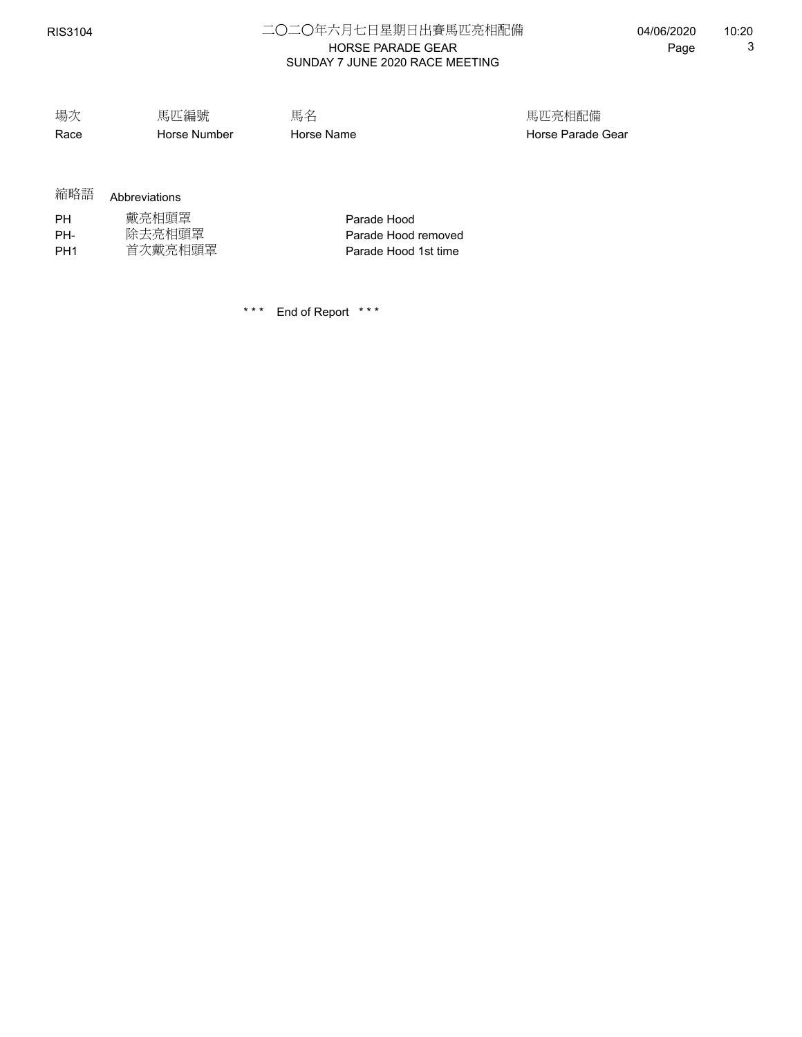| 場次<br>Race | 馬匹編號<br>Horse Number | 馬名<br>Horse Name | 馬匹亮相配備<br>Horse Parade Gear |
|---|---|---|---|

縮略語 Abbreviations

| | | |
|---|---|---|
| PH | 戴亮相頭罩 | Parade Hood |
| PH- | 除去亮相頭罩 | Parade Hood removed |
| PH1 | 首次戴亮相頭罩 | Parade Hood 1st time |

\*\*\* End of Report \*\*\*